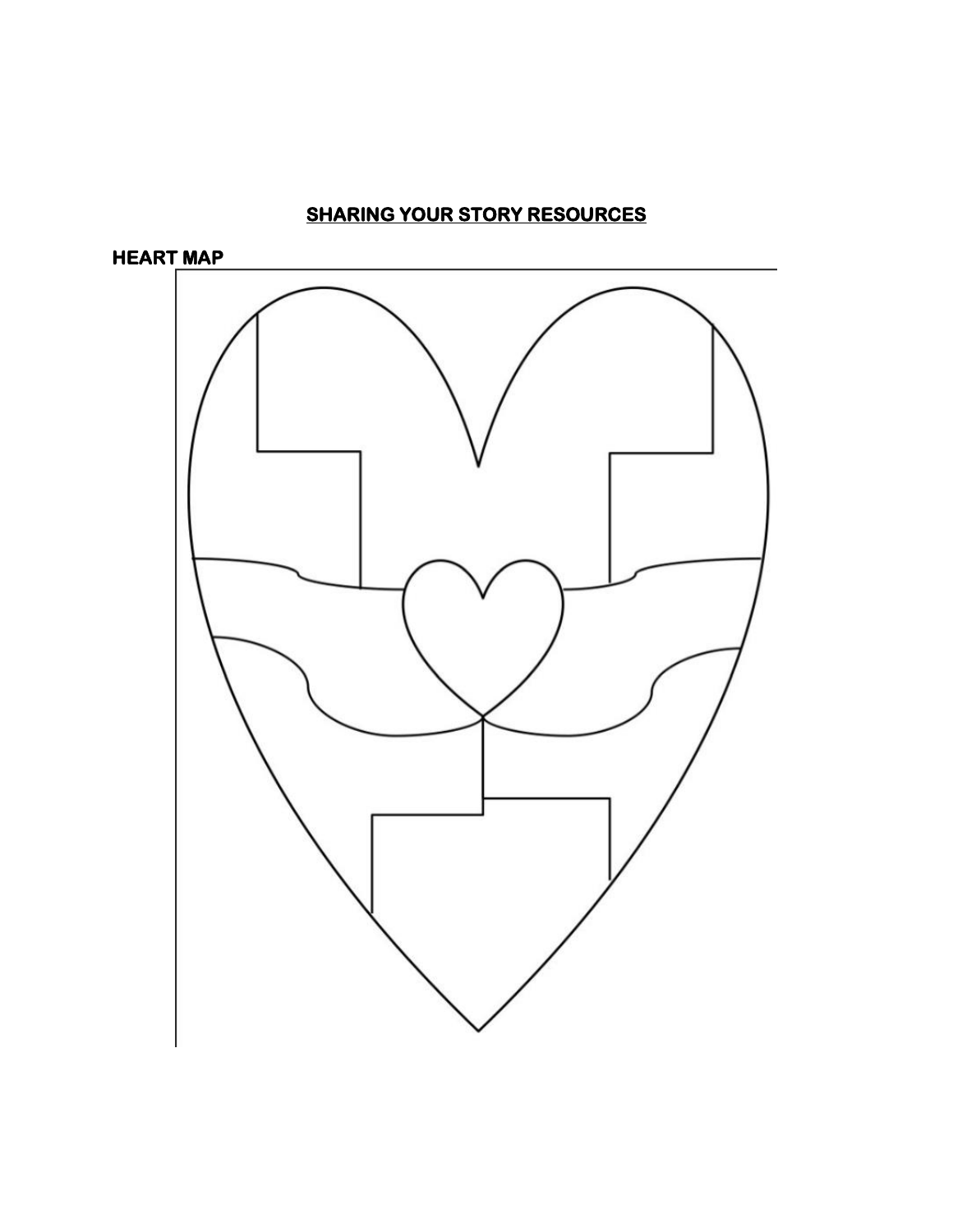# SHARING YOUR STORY RESOURCES

## HEART MAP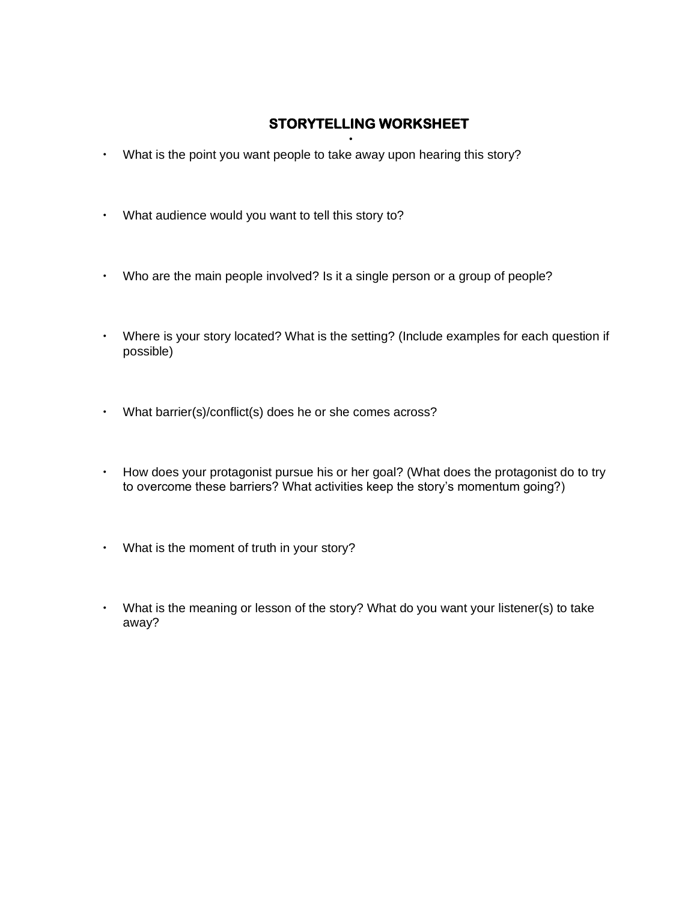## STORYTELLING WORKSHEET

- What is the point you want people to take away upon hearing this story?
- What audience would you want to tell this story to?
- Who are the main people involved? Is it a single person or a group of people?
- Where is your story located? What is the setting? (Include examples for each question if possible)
- What barrier(s)/conflict(s) does he or she comes across?
- How does your protagonist pursue his or her goal? (What does the protagonist do to try to overcome these barriers? What activities keep the story's momentum going?)
- What is the moment of truth in your story?
- What is the meaning or lesson of the story? What do you want your listener(s) to take away?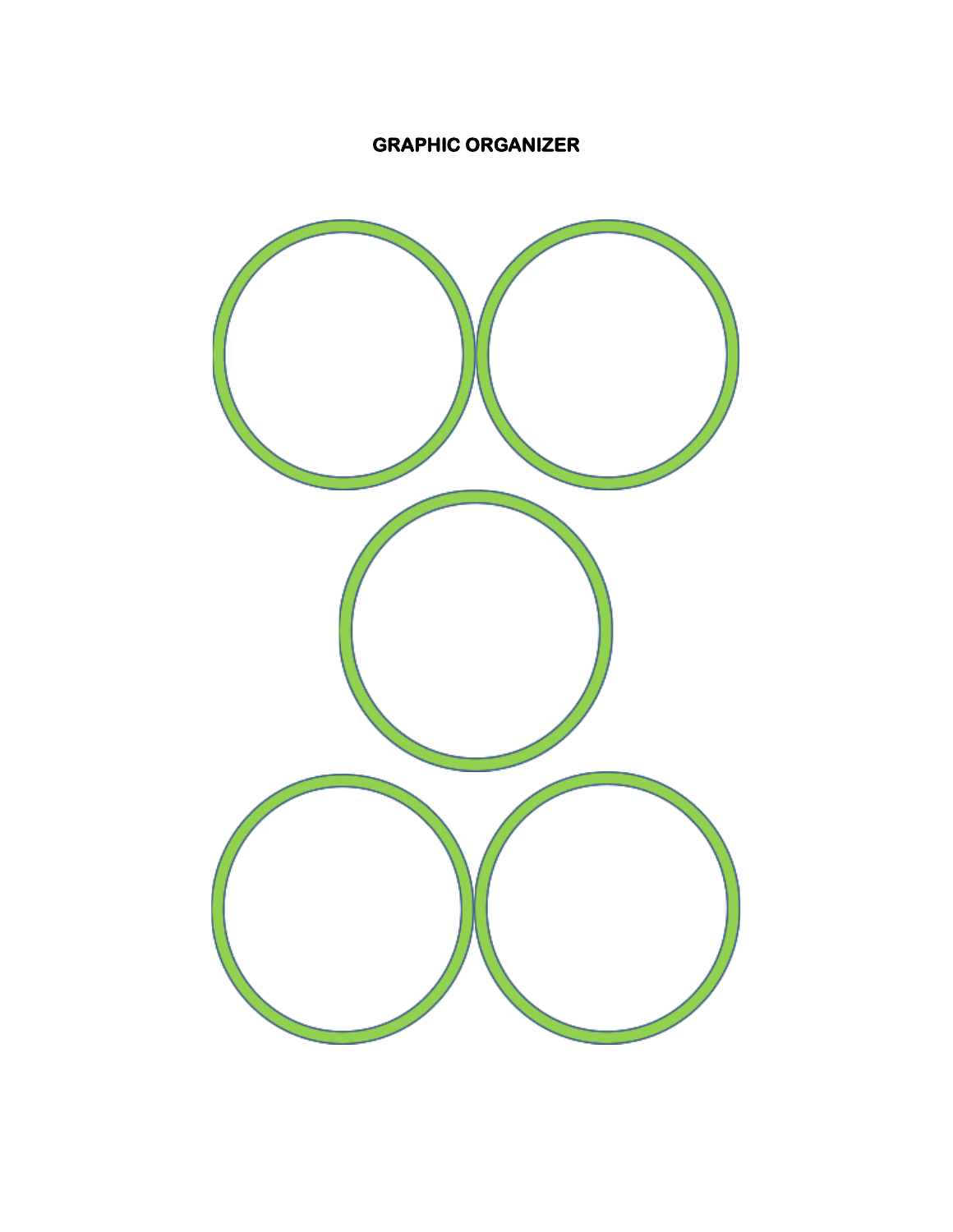**GRAPHIC ORGANIZER**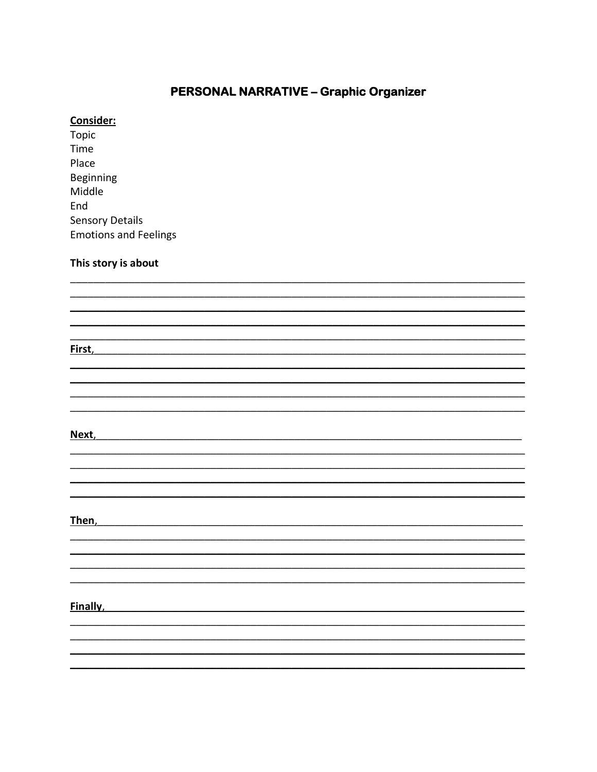# PERSONAL NARRATIVE – Graphic Organizer

**Consider:**

Topic
Time
Place
Beginning
Middle
End
Sensory Details
Emotions and Feelings

**This story is about**

______________________________________________________________________________
______________________________________________________________________________
______________________________________________________________________________
______________________________________________________________________________
______________________________________________________________________________

**First,**______________________________________________________________________
______________________________________________________________________________
______________________________________________________________________________
______________________________________________________________________________
______________________________________________________________________________

**Next,**______________________________________________________________________
______________________________________________________________________________
______________________________________________________________________________
______________________________________________________________________________
______________________________________________________________________________

**Then,**______________________________________________________________________
______________________________________________________________________________
______________________________________________________________________________
______________________________________________________________________________
______________________________________________________________________________

**Finally,**____________________________________________________________________
______________________________________________________________________________
______________________________________________________________________________
______________________________________________________________________________
______________________________________________________________________________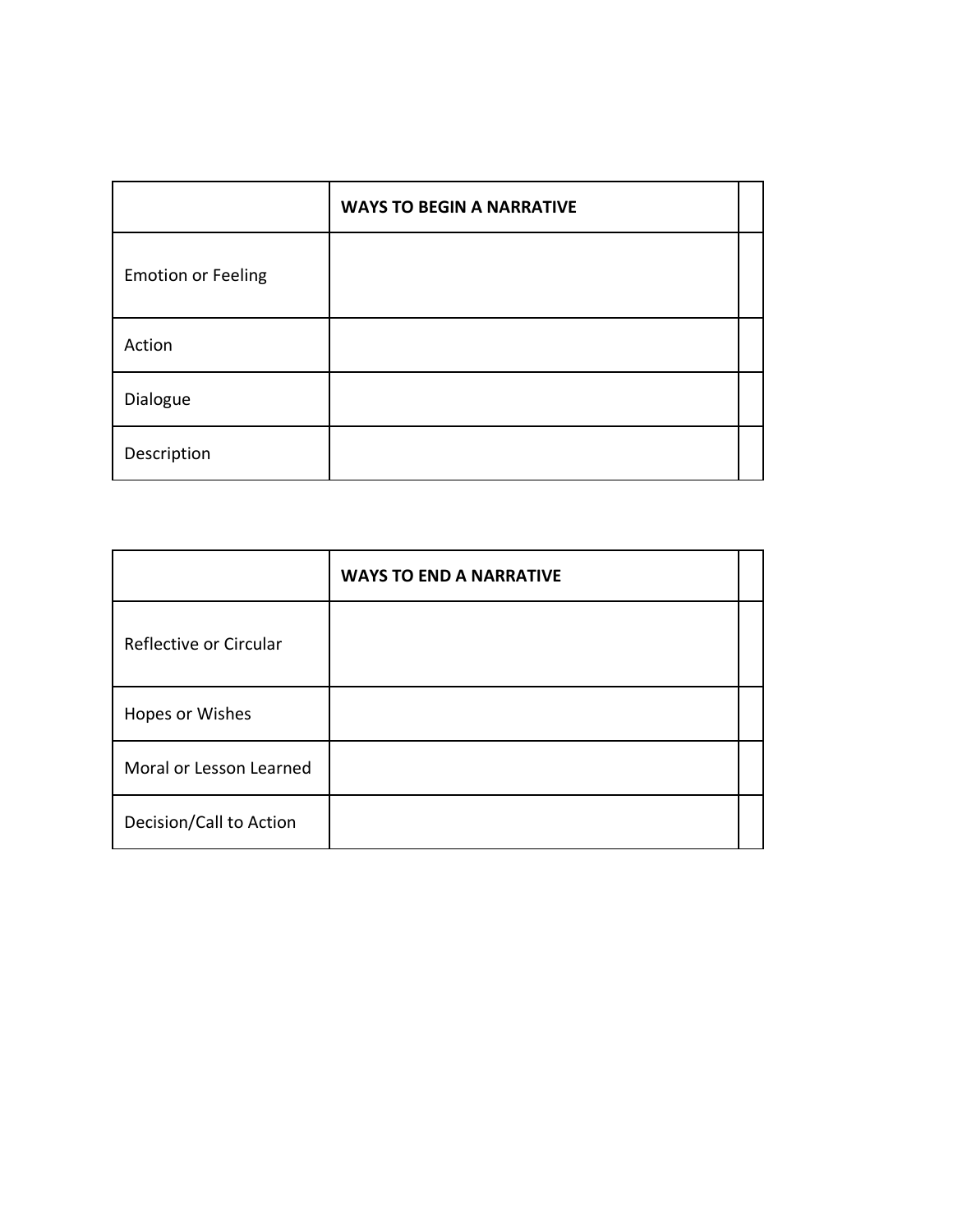| | WAYS TO BEGIN A NARRATIVE | |
|---|---|---|
| Emotion or Feeling | | |
| Action | | |
| Dialogue | | |
| Description | | |

| | WAYS TO END A NARRATIVE | |
|---|---|---|
| Reflective or Circular | | |
| Hopes or Wishes | | |
| Moral or Lesson Learned | | |
| Decision/Call to Action | | |